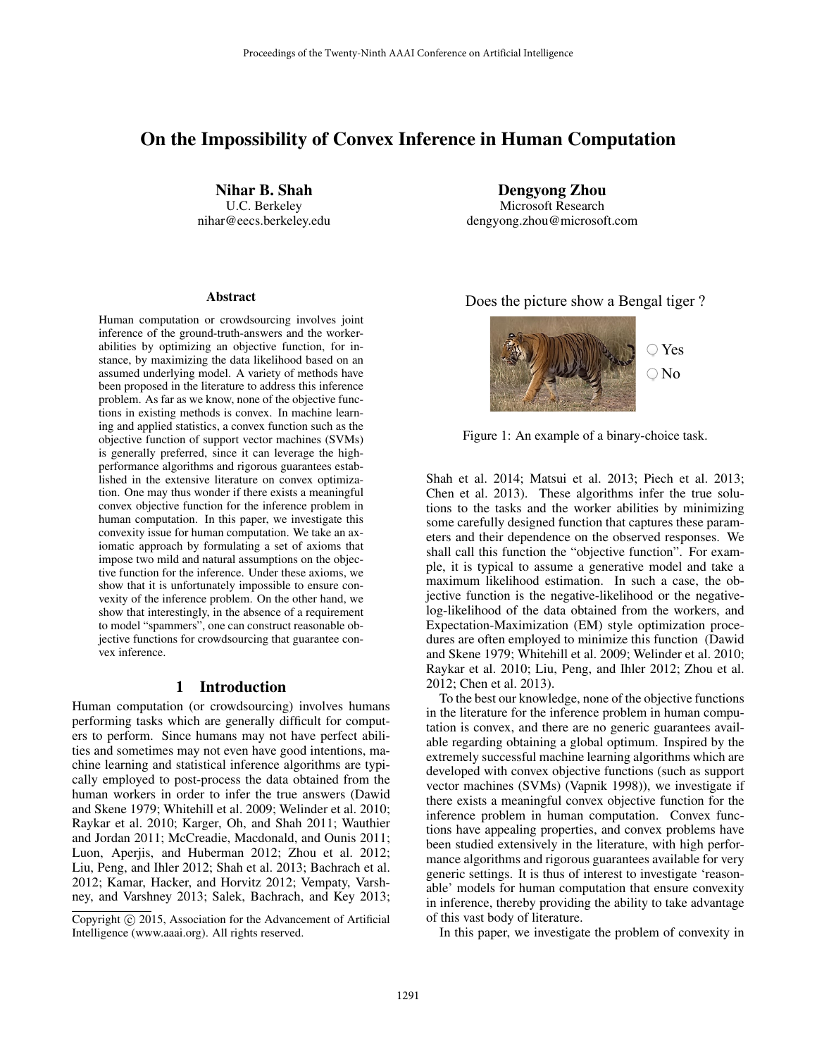# On the Impossibility of Convex Inference in Human Computation

**Nihar B. Shah**
U.C. Berkeley
nihar@eecs.berkeley.edu

**Dengyong Zhou**
Microsoft Research
dengyong.zhou@microsoft.com

### Abstract

Human computation or crowdsourcing involves joint inference of the ground-truth-answers and the worker-abilities by optimizing an objective function, for instance, by maximizing the data likelihood based on an assumed underlying model. A variety of methods have been proposed in the literature to address this inference problem. As far as we know, none of the objective functions in existing methods is convex. In machine learning and applied statistics, a convex function such as the objective function of support vector machines (SVMs) is generally preferred, since it can leverage the high-performance algorithms and rigorous guarantees established in the extensive literature on convex optimization. One may thus wonder if there exists a meaningful convex objective function for the inference problem in human computation. In this paper, we investigate this convexity issue for human computation. We take an axiomatic approach by formulating a set of axioms that impose two mild and natural assumptions on the objective function for the inference. Under these axioms, we show that it is unfortunately impossible to ensure convexity of the inference problem. On the other hand, we show that interestingly, in the absence of a requirement to model "spammers", one can construct reasonable objective functions for crowdsourcing that guarantee convex inference.

## 1 Introduction

Human computation (or crowdsourcing) involves humans performing tasks which are generally difficult for computers to perform. Since humans may not have perfect abilities and sometimes may not even have good intentions, machine learning and statistical inference algorithms are typically employed to post-process the data obtained from the human workers in order to infer the true answers (Dawid and Skene 1979; Whitehill et al. 2009; Welinder et al. 2010; Raykar et al. 2010; Karger, Oh, and Shah 2011; Wauthier and Jordan 2011; McCreadie, Macdonald, and Ounis 2011; Luon, Aperjis, and Huberman 2012; Zhou et al. 2012; Liu, Peng, and Ihler 2012; Shah et al. 2013; Bachrach et al. 2012; Kamar, Hacker, and Horvitz 2012; Vempaty, Varshney, and Varshney 2013; Salek, Bachrach, and Key 2013; Shah et al. 2014; Matsui et al. 2013; Piech et al. 2013; Chen et al. 2013). These algorithms infer the true solutions to the tasks and the worker abilities by minimizing some carefully designed function that captures these parameters and their dependence on the observed responses. We shall call this function the "objective function". For example, it is typical to assume a generative model and take a maximum likelihood estimation. In such a case, the objective function is the negative-likelihood or the negative-log-likelihood of the data obtained from the workers, and Expectation-Maximization (EM) style optimization procedures are often employed to minimize this function (Dawid and Skene 1979; Whitehill et al. 2009; Welinder et al. 2010; Raykar et al. 2010; Liu, Peng, and Ihler 2012; Zhou et al. 2012; Chen et al. 2013).

Does the picture show a Bengal tiger ?

○ Yes
○ No

Figure 1: An example of a binary-choice task.

To the best our knowledge, none of the objective functions in the literature for the inference problem in human computation is convex, and there are no generic guarantees available regarding obtaining a global optimum. Inspired by the extremely successful machine learning algorithms which are developed with convex objective functions (such as support vector machines (SVMs) (Vapnik 1998)), we investigate if there exists a meaningful convex objective function for the inference problem in human computation. Convex functions have appealing properties, and convex problems have been studied extensively in the literature, with high performance algorithms and rigorous guarantees available for very generic settings. It is thus of interest to investigate 'reasonable' models for human computation that ensure convexity in inference, thereby providing the ability to take advantage of this vast body of literature.

In this paper, we investigate the problem of convexity in

Copyright © 2015, Association for the Advancement of Artificial Intelligence (www.aaai.org). All rights reserved.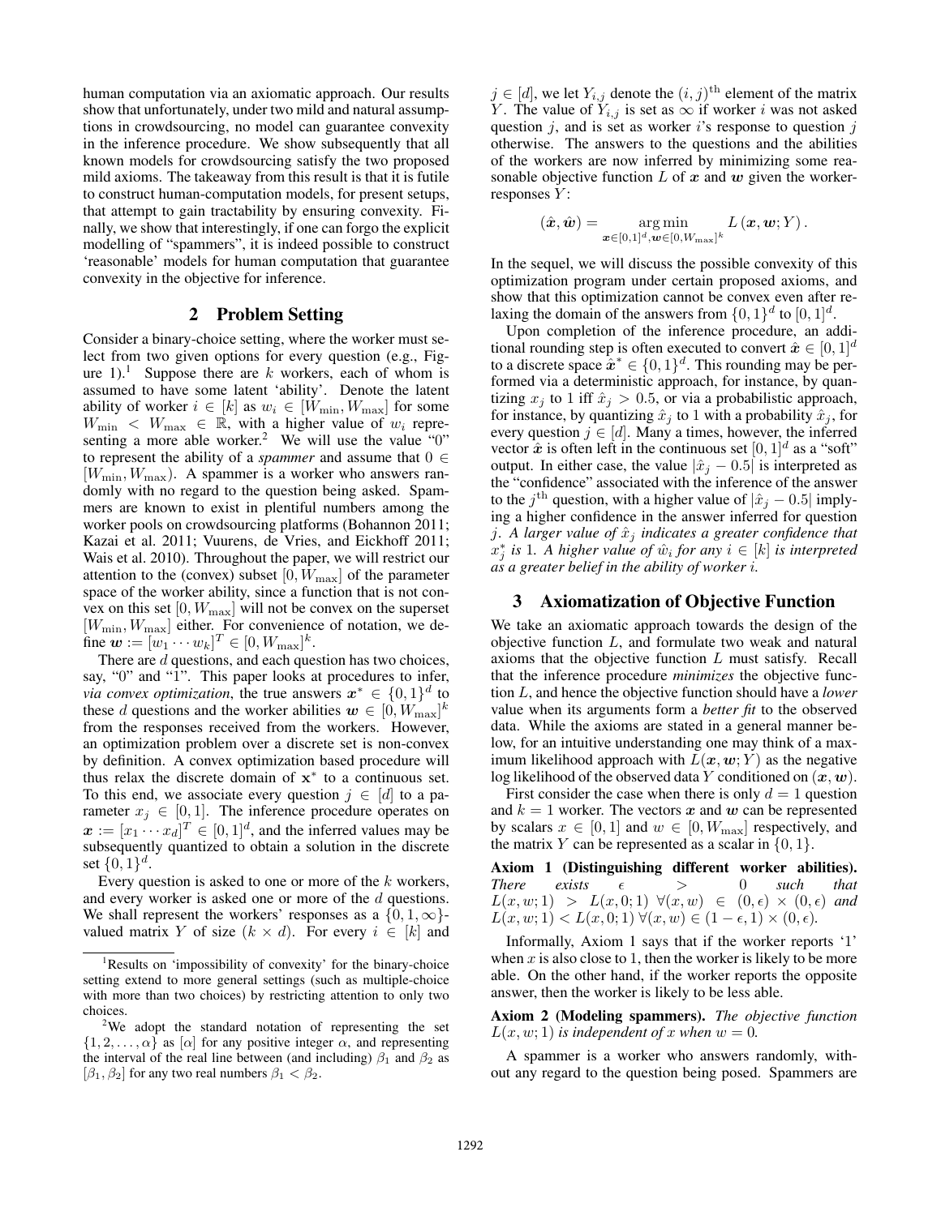human computation via an axiomatic approach. Our results show that unfortunately, under two mild and natural assumptions in crowdsourcing, no model can guarantee convexity in the inference procedure. We show subsequently that all known models for crowdsourcing satisfy the two proposed mild axioms. The takeaway from this result is that it is futile to construct human-computation models, for present setups, that attempt to gain tractability by ensuring convexity. Finally, we show that interestingly, if one can forgo the explicit modelling of "spammers", it is indeed possible to construct 'reasonable' models for human computation that guarantee convexity in the objective for inference.

## 2 Problem Setting

Consider a binary-choice setting, where the worker must select from two given options for every question (e.g., Figure 1).[1] Suppose there are $k$ workers, each of whom is assumed to have some latent 'ability'. Denote the latent ability of worker $i \in [k]$ as $w_i \in [W_{\min}, W_{\max}]$ for some $W_{\min} < W_{\max} \in \mathbb{R}$, with a higher value of $w_i$ representing a more able worker.[2] We will use the value "0" to represent the ability of a *spammer* and assume that $0 \in [W_{\min}, W_{\max})$. A spammer is a worker who answers randomly with no regard to the question being asked. Spammers are known to exist in plentiful numbers among the worker pools on crowdsourcing platforms (Bohannon 2011; Kazai et al. 2011; Vuurens, de Vries, and Eickhoff 2011; Wais et al. 2010). Throughout the paper, we will restrict our attention to the (convex) subset $[0, W_{\max}]$ of the parameter space of the worker ability, since a function that is not convex on this set $[0, W_{\max}]$ will not be convex on the superset $[W_{\min}, W_{\max}]$ either. For convenience of notation, we define $\boldsymbol{w} := [w_1 \cdots w_k]^T \in [0, W_{\max}]^k$.

There are $d$ questions, and each question has two choices, say, "0" and "1". This paper looks at procedures to infer, *via convex optimization*, the true answers $\boldsymbol{x}^* \in \{0,1\}^d$ to these $d$ questions and the worker abilities $\boldsymbol{w} \in [0, W_{\max}]^k$ from the responses received from the workers. However, an optimization problem over a discrete set is non-convex by definition. A convex optimization based procedure will thus relax the discrete domain of $\mathbf{x}^*$ to a continuous set. To this end, we associate every question $j \in [d]$ to a parameter $x_j \in [0,1]$. The inference procedure operates on $\boldsymbol{x} := [x_1 \cdots x_d]^T \in [0,1]^d$, and the inferred values may be subsequently quantized to obtain a solution in the discrete set $\{0,1\}^d$.

Every question is asked to one or more of the $k$ workers, and every worker is asked one or more of the $d$ questions. We shall represent the workers' responses as a $\{0,1,\infty\}$-valued matrix $Y$ of size $(k \times d)$. For every $i \in [k]$ and $j \in [d]$, we let $Y_{i,j}$ denote the $(i,j)^{\text{th}}$ element of the matrix $Y$. The value of $Y_{i,j}$ is set as $\infty$ if worker $i$ was not asked question $j$, and is set as worker $i$'s response to question $j$ otherwise. The answers to the questions and the abilities of the workers are now inferred by minimizing some reasonable objective function $L$ of $\boldsymbol{x}$ and $\boldsymbol{w}$ given the worker-responses $Y$:

$$(\hat{\boldsymbol{x}}, \hat{\boldsymbol{w}}) = \underset{\boldsymbol{x} \in [0,1]^d, \boldsymbol{w} \in [0, W_{\max}]^k}{\arg\min} L(\boldsymbol{x}, \boldsymbol{w}; Y).$$

In the sequel, we will discuss the possible convexity of this optimization program under certain proposed axioms, and show that this optimization cannot be convex even after relaxing the domain of the answers from $\{0,1\}^d$ to $[0,1]^d$.

Upon completion of the inference procedure, an additional rounding step is often executed to convert $\hat{\boldsymbol{x}} \in [0,1]^d$ to a discrete space $\hat{\boldsymbol{x}}^* \in \{0,1\}^d$. This rounding may be performed via a deterministic approach, for instance, by quantizing $x_j$ to 1 iff $\hat{x}_j > 0.5$, or via a probabilistic approach, for instance, by quantizing $\hat{x}_j$ to 1 with a probability $\hat{x}_j$, for every question $j \in [d]$. Many a times, however, the inferred vector $\hat{\boldsymbol{x}}$ is often left in the continuous set $[0,1]^d$ as a "soft" output. In either case, the value $|\hat{x}_j - 0.5|$ is interpreted as the "confidence" associated with the inference of the answer to the $j^{\text{th}}$ question, with a higher value of $|\hat{x}_j - 0.5|$ implying a higher confidence in the answer inferred for question $j$. *A larger value of $\hat{x}_j$ indicates a greater confidence that $x_j^*$ is 1. A higher value of $\hat{w}_i$ for any $i \in [k]$ is interpreted as a greater belief in the ability of worker $i$.*

## 3 Axiomatization of Objective Function

We take an axiomatic approach towards the design of the objective function $L$, and formulate two weak and natural axioms that the objective function $L$ must satisfy. Recall that the inference procedure *minimizes* the objective function $L$, and hence the objective function should have a *lower* value when its arguments form a *better fit* to the observed data. While the axioms are stated in a general manner below, for an intuitive understanding one may think of a maximum likelihood approach with $L(\boldsymbol{x}, \boldsymbol{w}; Y)$ as the negative log likelihood of the observed data $Y$ conditioned on $(\boldsymbol{x}, \boldsymbol{w})$.

First consider the case when there is only $d = 1$ question and $k = 1$ worker. The vectors $\boldsymbol{x}$ and $\boldsymbol{w}$ can be represented by scalars $x \in [0,1]$ and $w \in [0, W_{\max}]$ respectively, and the matrix $Y$ can be represented as a scalar in $\{0,1\}$.

**Axiom 1 (Distinguishing different worker abilities).** *There exists $\epsilon > 0$ such that $L(x, w; 1) > L(x, 0; 1)$ $\forall (x, w) \in (0, \epsilon) \times (0, \epsilon)$ and $L(x, w; 1) < L(x, 0; 1)$ $\forall (x, w) \in (1 - \epsilon, 1) \times (0, \epsilon)$.*

Informally, Axiom 1 says that if the worker reports '1' when $x$ is also close to 1, then the worker is likely to be more able. On the other hand, if the worker reports the opposite answer, then the worker is likely to be less able.

**Axiom 2 (Modeling spammers).** *The objective function $L(x, w; 1)$ is independent of $x$ when $w = 0$.*

A spammer is a worker who answers randomly, without any regard to the question being posed. Spammers are

---

[1] Results on 'impossibility of convexity' for the binary-choice setting extend to more general settings (such as multiple-choice with more than two choices) by restricting attention to only two choices.

[2] We adopt the standard notation of representing the set $\{1, 2, \ldots, \alpha\}$ as $[\alpha]$ for any positive integer $\alpha$, and representing the interval of the real line between (and including) $\beta_1$ and $\beta_2$ as $[\beta_1, \beta_2]$ for any two real numbers $\beta_1 < \beta_2$.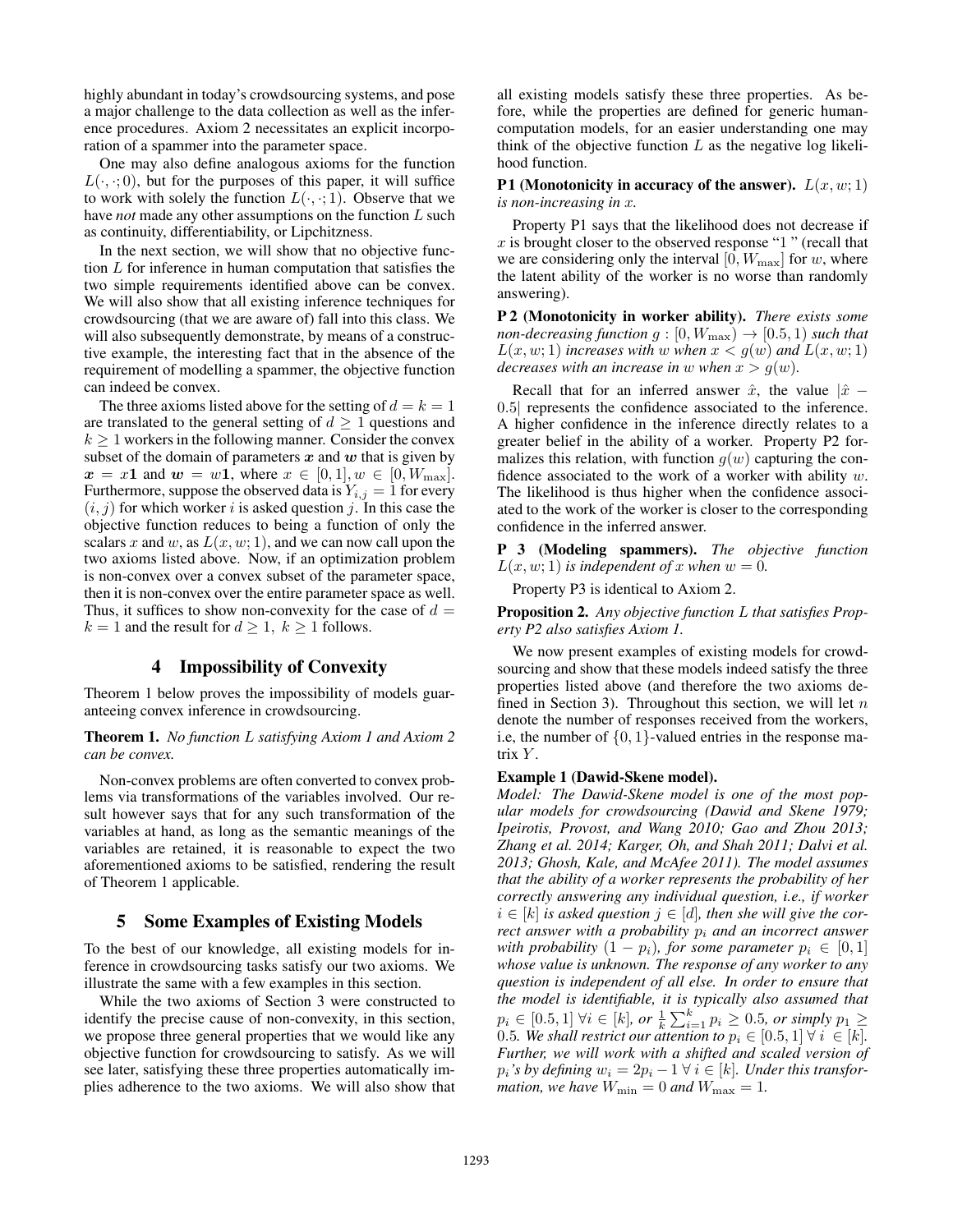highly abundant in today's crowdsourcing systems, and pose a major challenge to the data collection as well as the inference procedures. Axiom 2 necessitates an explicit incorporation of a spammer into the parameter space.

One may also define analogous axioms for the function $L(\cdot, \cdot; 0)$, but for the purposes of this paper, it will suffice to work with solely the function $L(\cdot, \cdot; 1)$. Observe that we have *not* made any other assumptions on the function $L$ such as continuity, differentiability, or Lipchitzness.

In the next section, we will show that no objective function $L$ for inference in human computation that satisfies the two simple requirements identified above can be convex. We will also show that all existing inference techniques for crowdsourcing (that we are aware of) fall into this class. We will also subsequently demonstrate, by means of a constructive example, the interesting fact that in the absence of the requirement of modelling a spammer, the objective function can indeed be convex.

The three axioms listed above for the setting of $d = k = 1$ are translated to the general setting of $d \geq 1$ questions and $k \geq 1$ workers in the following manner. Consider the convex subset of the domain of parameters $\boldsymbol{x}$ and $\boldsymbol{w}$ that is given by $\boldsymbol{x} = x\mathbf{1}$ and $\boldsymbol{w} = w\mathbf{1}$, where $x \in [0, 1], w \in [0, W_{\max}]$. Furthermore, suppose the observed data is $Y_{i,j} = 1$ for every $(i, j)$ for which worker $i$ is asked question $j$. In this case the objective function reduces to being a function of only the scalars $x$ and $w$, as $L(x, w; 1)$, and we can now call upon the two axioms listed above. Now, if an optimization problem is non-convex over a convex subset of the parameter space, then it is non-convex over the entire parameter space as well. Thus, it suffices to show non-convexity for the case of $d = k = 1$ and the result for $d \geq 1,\ k \geq 1$ follows.

## 4 Impossibility of Convexity

Theorem 1 below proves the impossibility of models guaranteeing convex inference in crowdsourcing.

**Theorem 1.** *No function $L$ satisfying Axiom 1 and Axiom 2 can be convex.*

Non-convex problems are often converted to convex problems via transformations of the variables involved. Our result however says that for any such transformation of the variables at hand, as long as the semantic meanings of the variables are retained, it is reasonable to expect the two aforementioned axioms to be satisfied, rendering the result of Theorem 1 applicable.

## 5 Some Examples of Existing Models

To the best of our knowledge, all existing models for inference in crowdsourcing tasks satisfy our two axioms. We illustrate the same with a few examples in this section.

While the two axioms of Section 3 were constructed to identify the precise cause of non-convexity, in this section, we propose three general properties that we would like any objective function for crowdsourcing to satisfy. As we will see later, satisfying these three properties automatically implies adherence to the two axioms. We will also show that all existing models satisfy these three properties. As before, while the properties are defined for generic human-computation models, for an easier understanding one may think of the objective function $L$ as the negative log likelihood function.

**P1 (Monotonicity in accuracy of the answer).** *$L(x, w; 1)$ is non-increasing in $x$.*

Property P1 says that the likelihood does not decrease if $x$ is brought closer to the observed response "1 " (recall that we are considering only the interval $[0, W_{\max}]$ for $w$, where the latent ability of the worker is no worse than randomly answering).

**P 2 (Monotonicity in worker ability).** *There exists some non-decreasing function $g : [0, W_{\max}) \to [0.5, 1)$ such that $L(x, w; 1)$ increases with $w$ when $x < g(w)$ and $L(x, w; 1)$ decreases with an increase in $w$ when $x > g(w)$.*

Recall that for an inferred answer $\hat{x}$, the value $|\hat{x} - 0.5|$ represents the confidence associated to the inference. A higher confidence in the inference directly relates to a greater belief in the ability of a worker. Property P2 formalizes this relation, with function $g(w)$ capturing the confidence associated to the work of a worker with ability $w$. The likelihood is thus higher when the confidence associated to the work of the worker is closer to the corresponding confidence in the inferred answer.

**P 3 (Modeling spammers).** *The objective function $L(x, w; 1)$ is independent of $x$ when $w = 0$.*

Property P3 is identical to Axiom 2.

**Proposition 2.** *Any objective function $L$ that satisfies Property P2 also satisfies Axiom 1.*

We now present examples of existing models for crowdsourcing and show that these models indeed satisfy the three properties listed above (and therefore the two axioms defined in Section 3). Throughout this section, we will let $n$ denote the number of responses received from the workers, i.e, the number of $\{0, 1\}$-valued entries in the response matrix $Y$.

**Example 1 (Dawid-Skene model).**
*Model: The Dawid-Skene model is one of the most popular models for crowdsourcing (Dawid and Skene 1979; Ipeirotis, Provost, and Wang 2010; Gao and Zhou 2013; Zhang et al. 2014; Karger, Oh, and Shah 2011; Dalvi et al. 2013; Ghosh, Kale, and McAfee 2011). The model assumes that the ability of a worker represents the probability of her correctly answering any individual question, i.e., if worker $i \in [k]$ is asked question $j \in [d]$, then she will give the correct answer with a probability $p_i$ and an incorrect answer with probability $(1 - p_i)$, for some parameter $p_i \in [0, 1]$ whose value is unknown. The response of any worker to any question is independent of all else. In order to ensure that the model is identifiable, it is typically also assumed that $p_i \in [0.5, 1]\ \forall i \in [k]$, or $\frac{1}{k} \sum_{i=1}^{k} p_i \geq 0.5$, or simply $p_1 \geq 0.5$. We shall restrict our attention to $p_i \in [0.5, 1]\ \forall\ i \in [k]$. Further, we will work with a shifted and scaled version of $p_i$'s by defining $w_i = 2p_i - 1\ \forall\ i \in [k]$. Under this transformation, we have $W_{\min} = 0$ and $W_{\max} = 1$.*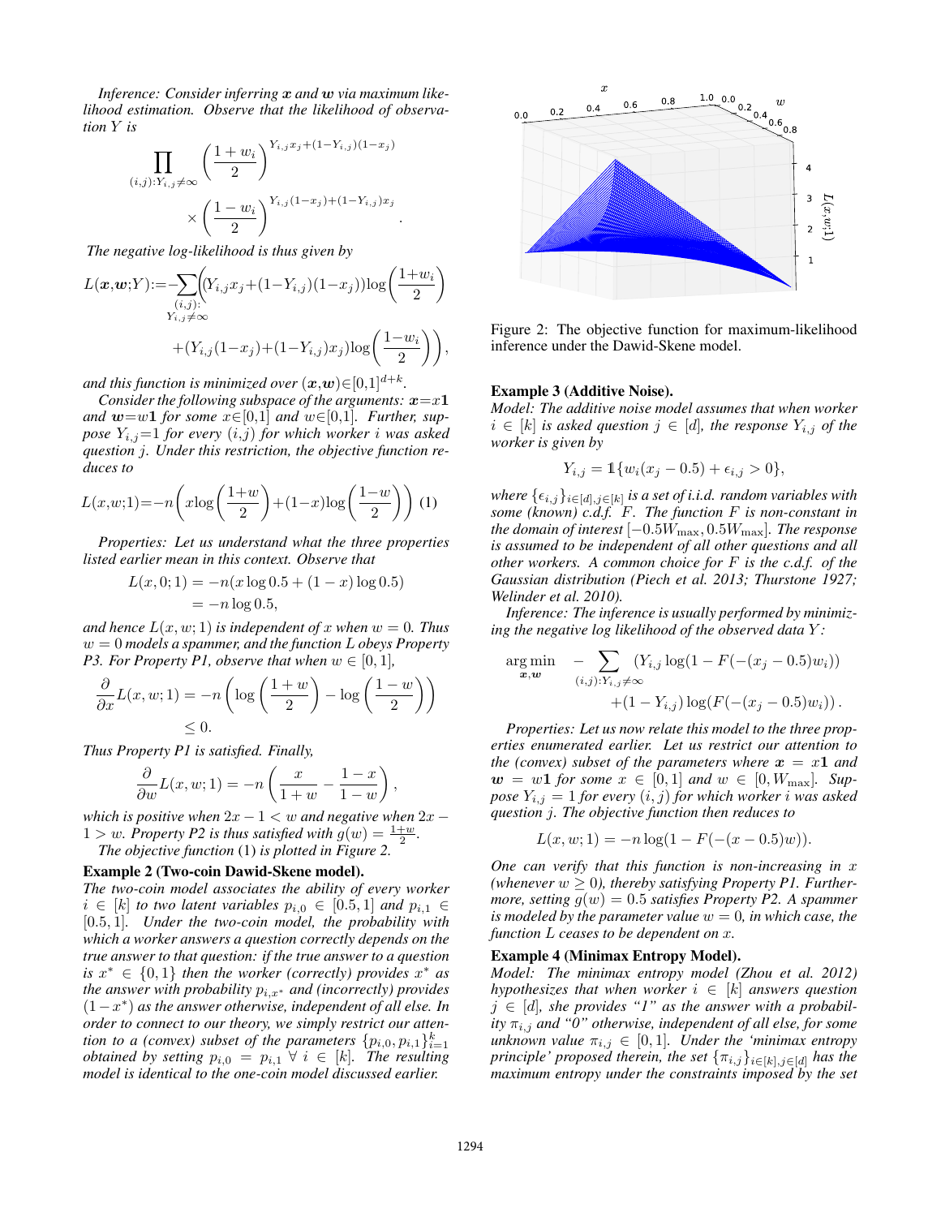*Inference: Consider inferring $\boldsymbol{x}$ and $\boldsymbol{w}$ via maximum likelihood estimation. Observe that the likelihood of observation $Y$ is*

$$\prod_{(i,j):Y_{i,j}\neq\infty}\left(\frac{1+w_i}{2}\right)^{Y_{i,j}x_j+(1-Y_{i,j})(1-x_j)} \times\left(\frac{1-w_i}{2}\right)^{Y_{i,j}(1-x_j)+(1-Y_{i,j})x_j}.$$

*The negative log-likelihood is thus given by*

$$L(\boldsymbol{x},\boldsymbol{w};Y):=-\sum_{\substack{(i,j):\\Y_{i,j}\neq\infty}}\Bigg((Y_{i,j}x_j+(1-Y_{i,j})(1-x_j))\log\left(\frac{1+w_i}{2}\right) +(Y_{i,j}(1-x_j)+(1-Y_{i,j})x_j)\log\left(\frac{1-w_i}{2}\right)\Bigg),$$

*and this function is minimized over $(\boldsymbol{x},\boldsymbol{w})\in[0,1]^{d+k}$.*

*Consider the following subspace of the arguments: $\boldsymbol{x}=x\mathbf{1}$ and $\boldsymbol{w}=w\mathbf{1}$ for some $x\in[0,1]$ and $w\in[0,1]$. Further, suppose $Y_{i,j}=1$ for every $(i,j)$ for which worker $i$ was asked question $j$. Under this restriction, the objective function reduces to*

$$L(x,w;1)=-n\left(x\log\left(\frac{1+w}{2}\right)+(1-x)\log\left(\frac{1-w}{2}\right)\right) \quad (1)$$

*Properties: Let us understand what the three properties listed earlier mean in this context. Observe that*

$$L(x,0;1) = -n(x\log 0.5 + (1-x)\log 0.5) = -n\log 0.5,$$

*and hence $L(x,w;1)$ is independent of $x$ when $w=0$. Thus $w=0$ models a spammer, and the function $L$ obeys Property P3. For Property P1, observe that when $w\in[0,1]$,*

$$\frac{\partial}{\partial x}L(x,w;1) = -n\left(\log\left(\frac{1+w}{2}\right)-\log\left(\frac{1-w}{2}\right)\right) \leq 0.$$

*Thus Property P1 is satisfied. Finally,*

$$\frac{\partial}{\partial w}L(x,w;1) = -n\left(\frac{x}{1+w}-\frac{1-x}{1-w}\right),$$

*which is positive when $2x-1<w$ and negative when $2x-1>w$. Property P2 is thus satisfied with $g(w)=\frac{1+w}{2}$.*

*The objective function* (1) *is plotted in Figure 2.*

**Example 2 (Two-coin Dawid-Skene model).**
*The two-coin model associates the ability of every worker $i\in[k]$ to two latent variables $p_{i,0}\in[0.5,1]$ and $p_{i,1}\in[0.5,1]$. Under the two-coin model, the probability with which a worker answers a question correctly depends on the true answer to that question: if the true answer to a question is $x^*\in\{0,1\}$ then the worker (correctly) provides $x^*$ as the answer with probability $p_{i,x^*}$ and (incorrectly) provides $(1-x^*)$ as the answer otherwise, independent of all else. In order to connect to our theory, we simply restrict our attention to a (convex) subset of the parameters $\{p_{i,0},p_{i,1}\}_{i=1}^k$ obtained by setting $p_{i,0}=p_{i,1}\ \forall\ i\in[k]$. The resulting model is identical to the one-coin model discussed earlier.*

Figure 2: The objective function for maximum-likelihood inference under the Dawid-Skene model.

**Example 3 (Additive Noise).**
*Model: The additive noise model assumes that when worker $i\in[k]$ is asked question $j\in[d]$, the response $Y_{i,j}$ of the worker is given by*

$$Y_{i,j} = \mathbb{1}\{w_i(x_j-0.5)+\epsilon_{i,j}>0\},$$

*where $\{\epsilon_{i,j}\}_{i\in[d],j\in[k]}$ is a set of i.i.d. random variables with some (known) c.d.f. $F$. The function $F$ is non-constant in the domain of interest $[-0.5W_{\max}, 0.5W_{\max}]$. The response is assumed to be independent of all other questions and all other workers. A common choice for $F$ is the c.d.f. of the Gaussian distribution (Piech et al. 2013; Thurstone 1927; Welinder et al. 2010).*

*Inference: The inference is usually performed by minimizing the negative log likelihood of the observed data $Y$:*

$$\underset{\boldsymbol{x},\boldsymbol{w}}{\arg\min}\quad -\sum_{(i,j):Y_{i,j}\neq\infty}(Y_{i,j}\log(1-F(-(x_j-0.5)w_i)) +(1-Y_{i,j})\log(F(-(x_j-0.5)w_i)).$$

*Properties: Let us now relate this model to the three properties enumerated earlier. Let us restrict our attention to the (convex) subset of the parameters where $\boldsymbol{x}=x\mathbf{1}$ and $\boldsymbol{w}=w\mathbf{1}$ for some $x\in[0,1]$ and $w\in[0,W_{\max}]$. Suppose $Y_{i,j}=1$ for every $(i,j)$ for which worker $i$ was asked question $j$. The objective function then reduces to*

$$L(x,w;1) = -n\log(1-F(-(x-0.5)w)).$$

*One can verify that this function is non-increasing in $x$ (whenever $w\geq 0$), thereby satisfying Property P1. Furthermore, setting $g(w)=0.5$ satisfies Property P2. A spammer is modeled by the parameter value $w=0$, in which case, the function $L$ ceases to be dependent on $x$.*

**Example 4 (Minimax Entropy Model).**
*Model: The minimax entropy model (Zhou et al. 2012) hypothesizes that when worker $i\in[k]$ answers question $j\in[d]$, she provides "1" as the answer with a probability $\pi_{i,j}$ and "0" otherwise, independent of all else, for some unknown value $\pi_{i,j}\in[0,1]$. Under the 'minimax entropy principle' proposed therein, the set $\{\pi_{i,j}\}_{i\in[k],j\in[d]}$ has the maximum entropy under the constraints imposed by the set*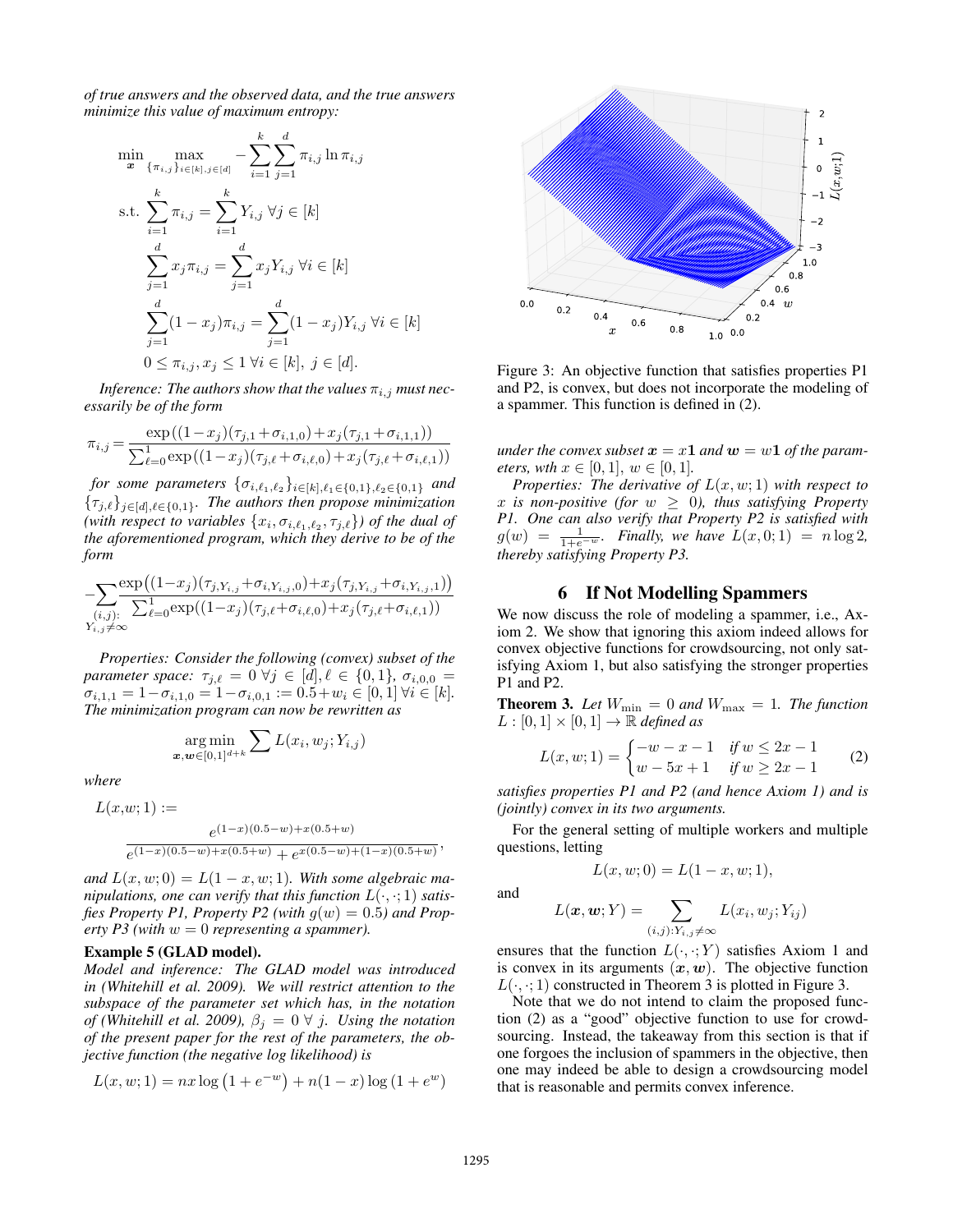*of true answers and the observed data, and the true answers minimize this value of maximum entropy:*

$$\min_{\boldsymbol{x}} \max_{\{\pi_{i,j}\}_{i\in[k],j\in[d]}} -\sum_{i=1}^{k}\sum_{j=1}^{d} \pi_{i,j}\ln \pi_{i,j}$$
$$\text{s.t. } \sum_{i=1}^{k}\pi_{i,j} = \sum_{i=1}^{k} Y_{i,j}\ \forall j\in[k]$$
$$\sum_{j=1}^{d} x_j\pi_{i,j} = \sum_{j=1}^{d} x_j Y_{i,j}\ \forall i\in[k]$$
$$\sum_{j=1}^{d}(1-x_j)\pi_{i,j} = \sum_{j=1}^{d}(1-x_j)Y_{i,j}\ \forall i\in[k]$$
$$0\le \pi_{i,j}, x_j \le 1\ \forall i\in[k],\ j\in[d].$$

*Inference: The authors show that the values $\pi_{i,j}$ must necessarily be of the form*

$$\pi_{i,j} = \frac{\exp\left((1-x_j)(\tau_{j,1}+\sigma_{i,1,0}) + x_j(\tau_{j,1}+\sigma_{i,1,1})\right)}{\sum_{\ell=0}^{1}\exp\left((1-x_j)(\tau_{j,\ell}+\sigma_{i,\ell,0}) + x_j(\tau_{j,\ell}+\sigma_{i,\ell,1})\right)}$$

*for some parameters $\{\sigma_{i,\ell_1,\ell_2}\}_{i\in[k],\ell_1\in\{0,1\},\ell_2\in\{0,1\}}$ and $\{\tau_{j,\ell}\}_{j\in[d],\ell\in\{0,1\}}$. The authors then propose minimization (with respect to variables $\{x_i, \sigma_{i,\ell_1,\ell_2}, \tau_{j,\ell}\}$) of the dual of the aforementioned program, which they derive to be of the form*

$$-\sum_{\substack{(i,j):\\ Y_{i,j}\neq\infty}} \frac{\exp\left((1-x_j)(\tau_{j,Y_{i,j}}+\sigma_{i,Y_{i,j},0}) + x_j(\tau_{j,Y_{i,j}}+\sigma_{i,Y_{i,j},1})\right)}{\sum_{\ell=0}^{1}\exp\left((1-x_j)(\tau_{j,\ell}+\sigma_{i,\ell,0}) + x_j(\tau_{j,\ell}+\sigma_{i,\ell,1})\right)}$$

*Properties: Consider the following (convex) subset of the parameter space: $\tau_{j,\ell} = 0\ \forall j\in[d], \ell\in\{0,1\}$, $\sigma_{i,0,0} = \sigma_{i,1,1} = 1-\sigma_{i,1,0} = 1-\sigma_{i,0,1} := 0.5+w_i \in [0,1]\ \forall i\in[k]$. The minimization program can now be rewritten as*

$$\arg\min_{\boldsymbol{x},\boldsymbol{w}\in[0,1]^{d+k}} \sum L(x_i, w_j; Y_{i,j})$$

*where*

$$L(x,w;1) := \frac{e^{(1-x)(0.5-w)+x(0.5+w)}}{e^{(1-x)(0.5-w)+x(0.5+w)} + e^{x(0.5-w)+(1-x)(0.5+w)}},$$

*and $L(x,w;0) = L(1-x,w;1)$. With some algebraic manipulations, one can verify that this function $L(\cdot,\cdot;1)$ satisfies Property P1, Property P2 (with $g(w) = 0.5$) and Property P3 (with $w = 0$ representing a spammer).*

**Example 5 (GLAD model).**
*Model and inference: The GLAD model was introduced in (Whitehill et al. 2009). We will restrict attention to the subspace of the parameter set which has, in the notation of (Whitehill et al. 2009), $\beta_j = 0\ \forall\ j$. Using the notation of the present paper for the rest of the parameters, the objective function (the negative log likelihood) is*

$$L(x,w;1) = nx\log\left(1+e^{-w}\right) + n(1-x)\log\left(1+e^{w}\right)$$

*under the convex subset $\boldsymbol{x} = x\mathbf{1}$ and $\boldsymbol{w} = w\mathbf{1}$ of the parameters, wth $x\in[0,1]$, $w\in[0,1]$.*

*Properties: The derivative of $L(x,w;1)$ with respect to $x$ is non-positive (for $w \geq 0$), thus satisfying Property P1. One can also verify that Property P2 is satisfied with $g(w) = \frac{1}{1+e^{-w}}$. Finally, we have $L(x,0;1) = n\log 2$, thereby satisfying Property P3.*

Figure 3: An objective function that satisfies properties P1 and P2, is convex, but does not incorporate the modeling of a spammer. This function is defined in (2).

## 6 If Not Modelling Spammers

We now discuss the role of modeling a spammer, i.e., Axiom 2. We show that ignoring this axiom indeed allows for convex objective functions for crowdsourcing, not only satisfying Axiom 1, but also satisfying the stronger properties P1 and P2.

**Theorem 3.** *Let $W_{\min} = 0$ and $W_{\max} = 1$. The function $L : [0,1]\times[0,1]\to\mathbb{R}$ defined as*

$$L(x,w;1) = \begin{cases} -w-x-1 & \text{if } w \leq 2x-1 \\ w-5x+1 & \text{if } w \geq 2x-1 \end{cases} \tag{2}$$

*satisfies properties P1 and P2 (and hence Axiom 1) and is (jointly) convex in its two arguments.*

For the general setting of multiple workers and multiple questions, letting

$$L(x,w;0) = L(1-x,w;1),$$

and

$$L(\boldsymbol{x},\boldsymbol{w};Y) = \sum_{(i,j):Y_{i,j}\neq\infty} L(x_i,w_j;Y_{ij})$$

ensures that the function $L(\cdot,\cdot;Y)$ satisfies Axiom 1 and is convex in its arguments $(\boldsymbol{x},\boldsymbol{w})$. The objective function $L(\cdot,\cdot;1)$ constructed in Theorem 3 is plotted in Figure 3.

Note that we do not intend to claim the proposed function (2) as a "good" objective function to use for crowdsourcing. Instead, the takeaway from this section is that if one forgoes the inclusion of spammers in the objective, then one may indeed be able to design a crowdsourcing model that is reasonable and permits convex inference.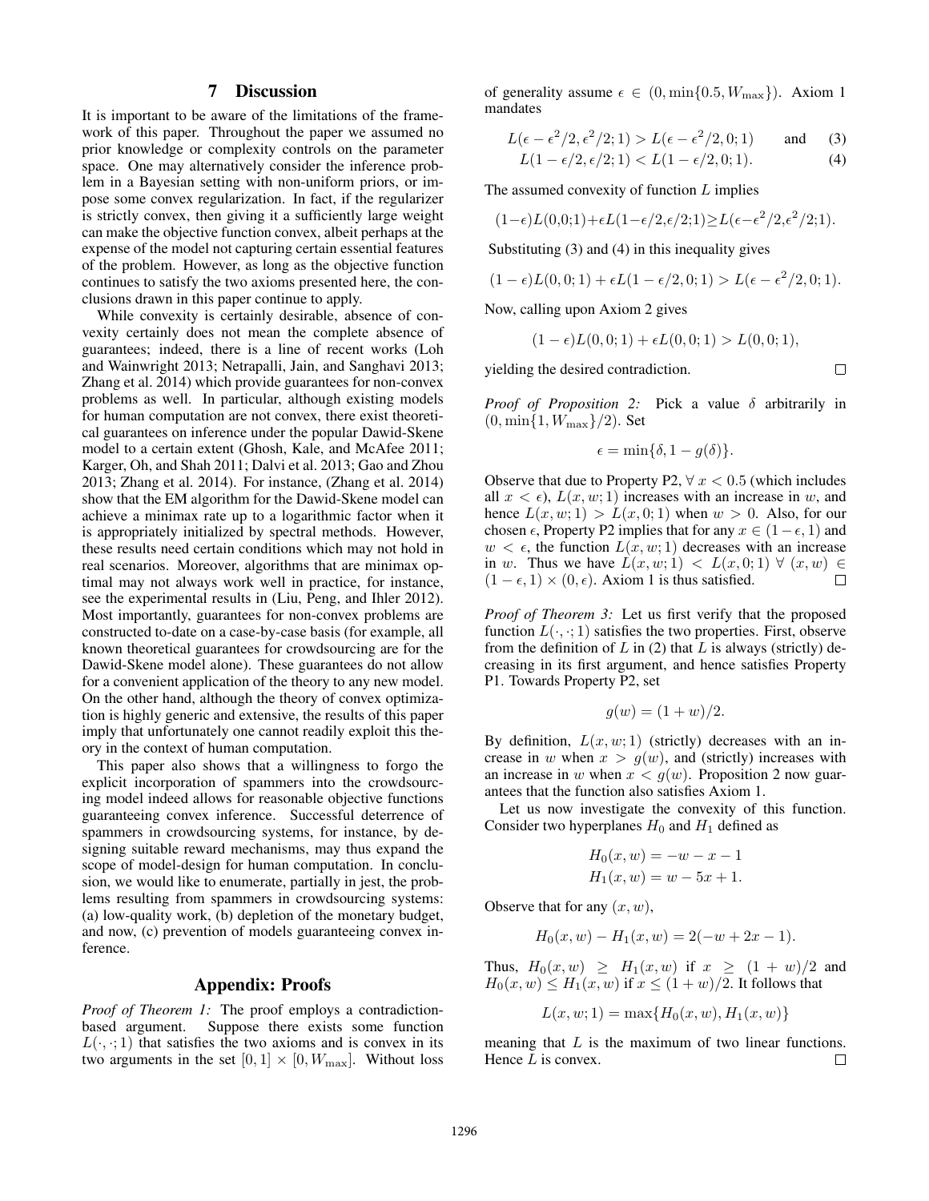## 7 Discussion

It is important to be aware of the limitations of the framework of this paper. Throughout the paper we assumed no prior knowledge or complexity controls on the parameter space. One may alternatively consider the inference problem in a Bayesian setting with non-uniform priors, or impose some convex regularization. In fact, if the regularizer is strictly convex, then giving it a sufficiently large weight can make the objective function convex, albeit perhaps at the expense of the model not capturing certain essential features of the problem. However, as long as the objective function continues to satisfy the two axioms presented here, the conclusions drawn in this paper continue to apply.

While convexity is certainly desirable, absence of convexity certainly does not mean the complete absence of guarantees; indeed, there is a line of recent works (Loh and Wainwright 2013; Netrapalli, Jain, and Sanghavi 2013; Zhang et al. 2014) which provide guarantees for non-convex problems as well. In particular, although existing models for human computation are not convex, there exist theoretical guarantees on inference under the popular Dawid-Skene model to a certain extent (Ghosh, Kale, and McAfee 2011; Karger, Oh, and Shah 2011; Dalvi et al. 2013; Gao and Zhou 2013; Zhang et al. 2014). For instance, (Zhang et al. 2014) show that the EM algorithm for the Dawid-Skene model can achieve a minimax rate up to a logarithmic factor when it is appropriately initialized by spectral methods. However, these results need certain conditions which may not hold in real scenarios. Moreover, algorithms that are minimax optimal may not always work well in practice, for instance, see the experimental results in (Liu, Peng, and Ihler 2012). Most importantly, guarantees for non-convex problems are constructed to-date on a case-by-case basis (for example, all known theoretical guarantees for crowdsourcing are for the Dawid-Skene model alone). These guarantees do not allow for a convenient application of the theory to any new model. On the other hand, although the theory of convex optimization is highly generic and extensive, the results of this paper imply that unfortunately one cannot readily exploit this theory in the context of human computation.

This paper also shows that a willingness to forgo the explicit incorporation of spammers into the crowdsourcing model indeed allows for reasonable objective functions guaranteeing convex inference. Successful deterrence of spammers in crowdsourcing systems, for instance, by designing suitable reward mechanisms, may thus expand the scope of model-design for human computation. In conclusion, we would like to enumerate, partially in jest, the problems resulting from spammers in crowdsourcing systems: (a) low-quality work, (b) depletion of the monetary budget, and now, (c) prevention of models guaranteeing convex inference.

## Appendix: Proofs

*Proof of Theorem 1:* The proof employs a contradiction-based argument. Suppose there exists some function $L(\cdot,\cdot;1)$ that satisfies the two axioms and is convex in its two arguments in the set $[0,1]\times[0,W_{\max}]$. Without loss of generality assume $\epsilon \in (0, \min\{0.5, W_{\max}\})$. Axiom 1 mandates

$$L(\epsilon - \epsilon^2/2, \epsilon^2/2; 1) > L(\epsilon - \epsilon^2/2, 0; 1) \qquad \text{and} \qquad (3)$$

$$L(1 - \epsilon/2, \epsilon/2; 1) < L(1 - \epsilon/2, 0; 1). \qquad (4)$$

The assumed convexity of function $L$ implies

$$(1-\epsilon)L(0,0;1) + \epsilon L(1-\epsilon/2, \epsilon/2; 1) \geq L(\epsilon - \epsilon^2/2, \epsilon^2/2; 1).$$

Substituting (3) and (4) in this inequality gives

$$(1-\epsilon)L(0,0;1) + \epsilon L(1-\epsilon/2, 0; 1) > L(\epsilon - \epsilon^2/2, 0; 1).$$

Now, calling upon Axiom 2 gives

$$(1-\epsilon)L(0,0;1) + \epsilon L(0,0;1) > L(0,0;1),$$

yielding the desired contradiction. □

*Proof of Proposition 2:* Pick a value $\delta$ arbitrarily in $(0, \min\{1, W_{\max}\}/2)$. Set

$$\epsilon = \min\{\delta, 1 - g(\delta)\}.$$

Observe that due to Property P2, $\forall\ x < 0.5$ (which includes all $x < \epsilon$), $L(x, w; 1)$ increases with an increase in $w$, and hence $L(x, w; 1) > L(x, 0; 1)$ when $w > 0$. Also, for our chosen $\epsilon$, Property P2 implies that for any $x \in (1-\epsilon, 1)$ and $w < \epsilon$, the function $L(x, w; 1)$ decreases with an increase in $w$. Thus we have $L(x, w; 1) < L(x, 0; 1)\ \forall\ (x, w) \in (1-\epsilon, 1) \times (0, \epsilon)$. Axiom 1 is thus satisfied. □

*Proof of Theorem 3:* Let us first verify that the proposed function $L(\cdot,\cdot;1)$ satisfies the two properties. First, observe from the definition of $L$ in (2) that $L$ is always (strictly) decreasing in its first argument, and hence satisfies Property P1. Towards Property P2, set

$$g(w) = (1+w)/2.$$

By definition, $L(x, w; 1)$ (strictly) decreases with an increase in $w$ when $x > g(w)$, and (strictly) increases with an increase in $w$ when $x < g(w)$. Proposition 2 now guarantees that the function also satisfies Axiom 1.

Let us now investigate the convexity of this function. Consider two hyperplanes $H_0$ and $H_1$ defined as

$$H_0(x, w) = -w - x - 1$$
$$H_1(x, w) = w - 5x + 1.$$

Observe that for any $(x, w)$,

$$H_0(x, w) - H_1(x, w) = 2(-w + 2x - 1).$$

Thus, $H_0(x, w) \geq H_1(x, w)$ if $x \geq (1+w)/2$ and $H_0(x, w) \leq H_1(x, w)$ if $x \leq (1+w)/2$. It follows that

$$L(x, w; 1) = \max\{H_0(x, w), H_1(x, w)\}$$

meaning that $L$ is the maximum of two linear functions. Hence $L$ is convex. □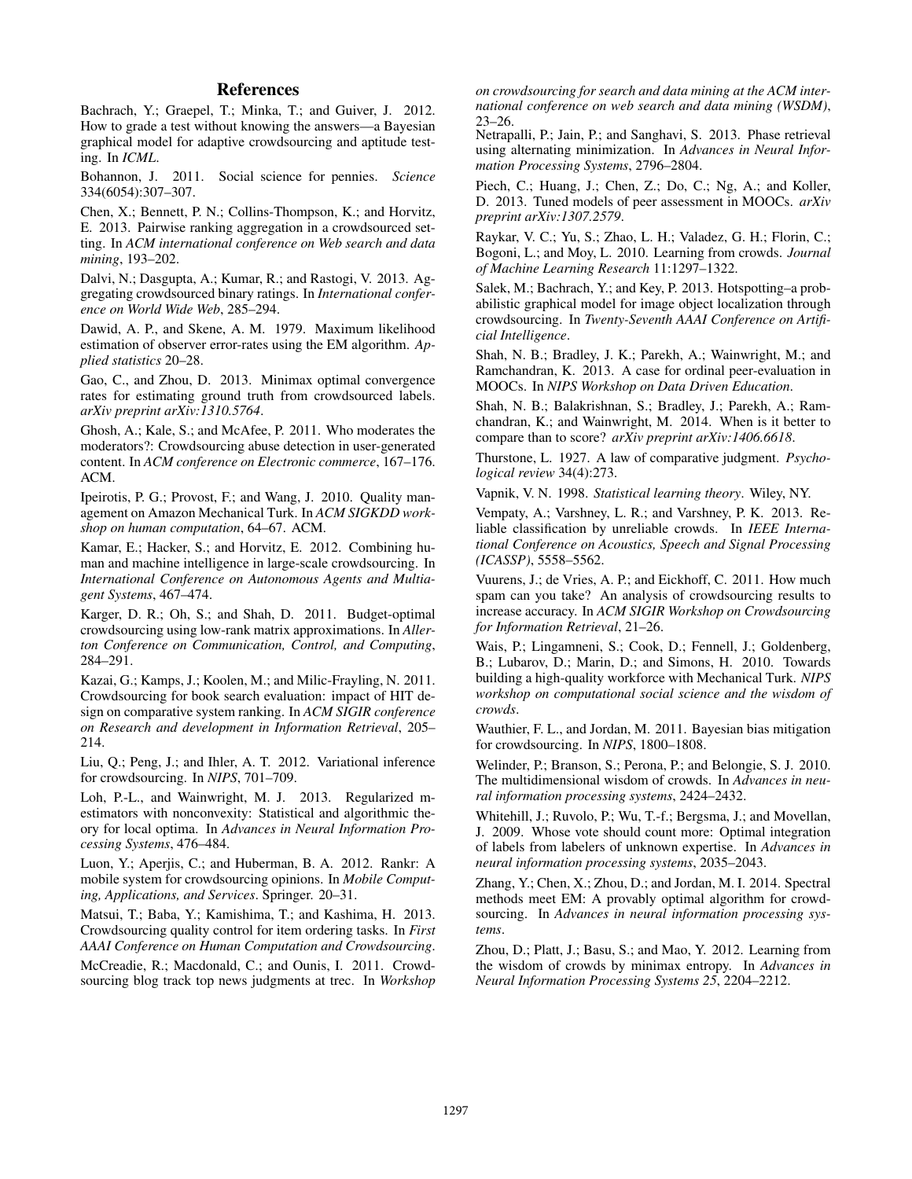## References

Bachrach, Y.; Graepel, T.; Minka, T.; and Guiver, J. 2012. How to grade a test without knowing the answers—a Bayesian graphical model for adaptive crowdsourcing and aptitude testing. In *ICML*.

Bohannon, J. 2011. Social science for pennies. *Science* 334(6054):307–307.

Chen, X.; Bennett, P. N.; Collins-Thompson, K.; and Horvitz, E. 2013. Pairwise ranking aggregation in a crowdsourced setting. In *ACM international conference on Web search and data mining*, 193–202.

Dalvi, N.; Dasgupta, A.; Kumar, R.; and Rastogi, V. 2013. Aggregating crowdsourced binary ratings. In *International conference on World Wide Web*, 285–294.

Dawid, A. P., and Skene, A. M. 1979. Maximum likelihood estimation of observer error-rates using the EM algorithm. *Applied statistics* 20–28.

Gao, C., and Zhou, D. 2013. Minimax optimal convergence rates for estimating ground truth from crowdsourced labels. *arXiv preprint arXiv:1310.5764*.

Ghosh, A.; Kale, S.; and McAfee, P. 2011. Who moderates the moderators?: Crowdsourcing abuse detection in user-generated content. In *ACM conference on Electronic commerce*, 167–176. ACM.

Ipeirotis, P. G.; Provost, F.; and Wang, J. 2010. Quality management on Amazon Mechanical Turk. In *ACM SIGKDD workshop on human computation*, 64–67. ACM.

Kamar, E.; Hacker, S.; and Horvitz, E. 2012. Combining human and machine intelligence in large-scale crowdsourcing. In *International Conference on Autonomous Agents and Multiagent Systems*, 467–474.

Karger, D. R.; Oh, S.; and Shah, D. 2011. Budget-optimal crowdsourcing using low-rank matrix approximations. In *Allerton Conference on Communication, Control, and Computing*, 284–291.

Kazai, G.; Kamps, J.; Koolen, M.; and Milic-Frayling, N. 2011. Crowdsourcing for book search evaluation: impact of HIT design on comparative system ranking. In *ACM SIGIR conference on Research and development in Information Retrieval*, 205–214.

Liu, Q.; Peng, J.; and Ihler, A. T. 2012. Variational inference for crowdsourcing. In *NIPS*, 701–709.

Loh, P.-L., and Wainwright, M. J. 2013. Regularized m-estimators with nonconvexity: Statistical and algorithmic theory for local optima. In *Advances in Neural Information Processing Systems*, 476–484.

Luon, Y.; Aperjis, C.; and Huberman, B. A. 2012. Rankr: A mobile system for crowdsourcing opinions. In *Mobile Computing, Applications, and Services*. Springer. 20–31.

Matsui, T.; Baba, Y.; Kamishima, T.; and Kashima, H. 2013. Crowdsourcing quality control for item ordering tasks. In *First AAAI Conference on Human Computation and Crowdsourcing*.

McCreadie, R.; Macdonald, C.; and Ounis, I. 2011. Crowdsourcing blog track top news judgments at trec. In *Workshop on crowdsourcing for search and data mining at the ACM international conference on web search and data mining (WSDM)*, 23–26.

Netrapalli, P.; Jain, P.; and Sanghavi, S. 2013. Phase retrieval using alternating minimization. In *Advances in Neural Information Processing Systems*, 2796–2804.

Piech, C.; Huang, J.; Chen, Z.; Do, C.; Ng, A.; and Koller, D. 2013. Tuned models of peer assessment in MOOCs. *arXiv preprint arXiv:1307.2579*.

Raykar, V. C.; Yu, S.; Zhao, L. H.; Valadez, G. H.; Florin, C.; Bogoni, L.; and Moy, L. 2010. Learning from crowds. *Journal of Machine Learning Research* 11:1297–1322.

Salek, M.; Bachrach, Y.; and Key, P. 2013. Hotspotting–a probabilistic graphical model for image object localization through crowdsourcing. In *Twenty-Seventh AAAI Conference on Artificial Intelligence*.

Shah, N. B.; Bradley, J. K.; Parekh, A.; Wainwright, M.; and Ramchandran, K. 2013. A case for ordinal peer-evaluation in MOOCs. In *NIPS Workshop on Data Driven Education*.

Shah, N. B.; Balakrishnan, S.; Bradley, J.; Parekh, A.; Ramchandran, K.; and Wainwright, M. 2014. When is it better to compare than to score? *arXiv preprint arXiv:1406.6618*.

Thurstone, L. 1927. A law of comparative judgment. *Psychological review* 34(4):273.

Vapnik, V. N. 1998. *Statistical learning theory*. Wiley, NY.

Vempaty, A.; Varshney, L. R.; and Varshney, P. K. 2013. Reliable classification by unreliable crowds. In *IEEE International Conference on Acoustics, Speech and Signal Processing (ICASSP)*, 5558–5562.

Vuurens, J.; de Vries, A. P.; and Eickhoff, C. 2011. How much spam can you take? An analysis of crowdsourcing results to increase accuracy. In *ACM SIGIR Workshop on Crowdsourcing for Information Retrieval*, 21–26.

Wais, P.; Lingamneni, S.; Cook, D.; Fennell, J.; Goldenberg, B.; Lubarov, D.; Marin, D.; and Simons, H. 2010. Towards building a high-quality workforce with Mechanical Turk. *NIPS workshop on computational social science and the wisdom of crowds*.

Wauthier, F. L., and Jordan, M. 2011. Bayesian bias mitigation for crowdsourcing. In *NIPS*, 1800–1808.

Welinder, P.; Branson, S.; Perona, P.; and Belongie, S. J. 2010. The multidimensional wisdom of crowds. In *Advances in neural information processing systems*, 2424–2432.

Whitehill, J.; Ruvolo, P.; Wu, T.-f.; Bergsma, J.; and Movellan, J. 2009. Whose vote should count more: Optimal integration of labels from labelers of unknown expertise. In *Advances in neural information processing systems*, 2035–2043.

Zhang, Y.; Chen, X.; Zhou, D.; and Jordan, M. I. 2014. Spectral methods meet EM: A provably optimal algorithm for crowdsourcing. In *Advances in neural information processing systems*.

Zhou, D.; Platt, J.; Basu, S.; and Mao, Y. 2012. Learning from the wisdom of crowds by minimax entropy. In *Advances in Neural Information Processing Systems 25*, 2204–2212.